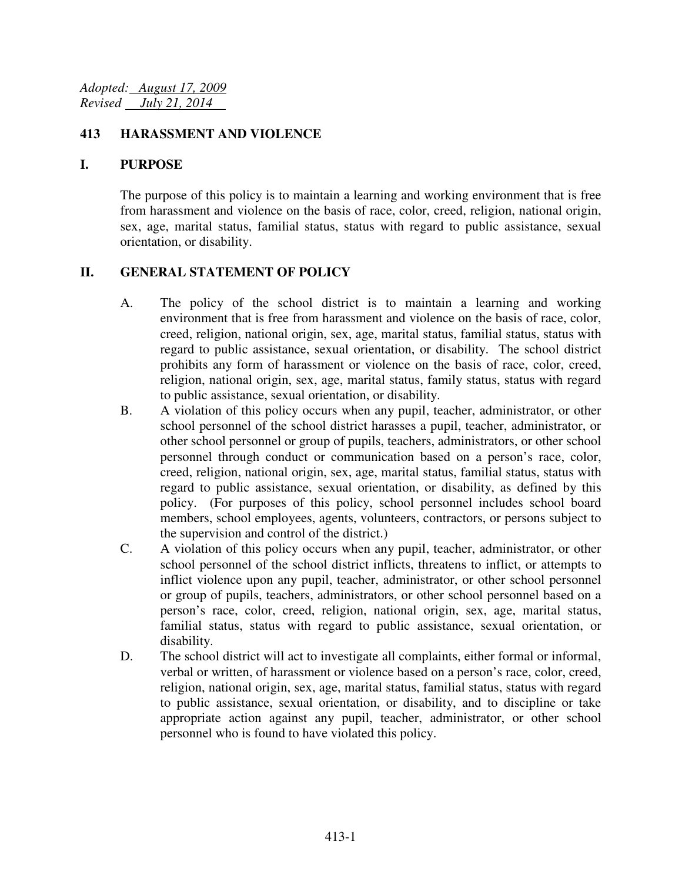*Adopted: August 17, 2009*
*Revised July 21, 2014*

## 413 HARASSMENT AND VIOLENCE

### I. PURPOSE

The purpose of this policy is to maintain a learning and working environment that is free from harassment and violence on the basis of race, color, creed, religion, national origin, sex, age, marital status, familial status, status with regard to public assistance, sexual orientation, or disability.

### II. GENERAL STATEMENT OF POLICY

A. The policy of the school district is to maintain a learning and working environment that is free from harassment and violence on the basis of race, color, creed, religion, national origin, sex, age, marital status, familial status, status with regard to public assistance, sexual orientation, or disability. The school district prohibits any form of harassment or violence on the basis of race, color, creed, religion, national origin, sex, age, marital status, family status, status with regard to public assistance, sexual orientation, or disability.

B. A violation of this policy occurs when any pupil, teacher, administrator, or other school personnel of the school district harasses a pupil, teacher, administrator, or other school personnel or group of pupils, teachers, administrators, or other school personnel through conduct or communication based on a person's race, color, creed, religion, national origin, sex, age, marital status, familial status, status with regard to public assistance, sexual orientation, or disability, as defined by this policy. (For purposes of this policy, school personnel includes school board members, school employees, agents, volunteers, contractors, or persons subject to the supervision and control of the district.)

C. A violation of this policy occurs when any pupil, teacher, administrator, or other school personnel of the school district inflicts, threatens to inflict, or attempts to inflict violence upon any pupil, teacher, administrator, or other school personnel or group of pupils, teachers, administrators, or other school personnel based on a person's race, color, creed, religion, national origin, sex, age, marital status, familial status, status with regard to public assistance, sexual orientation, or disability.

D. The school district will act to investigate all complaints, either formal or informal, verbal or written, of harassment or violence based on a person's race, color, creed, religion, national origin, sex, age, marital status, familial status, status with regard to public assistance, sexual orientation, or disability, and to discipline or take appropriate action against any pupil, teacher, administrator, or other school personnel who is found to have violated this policy.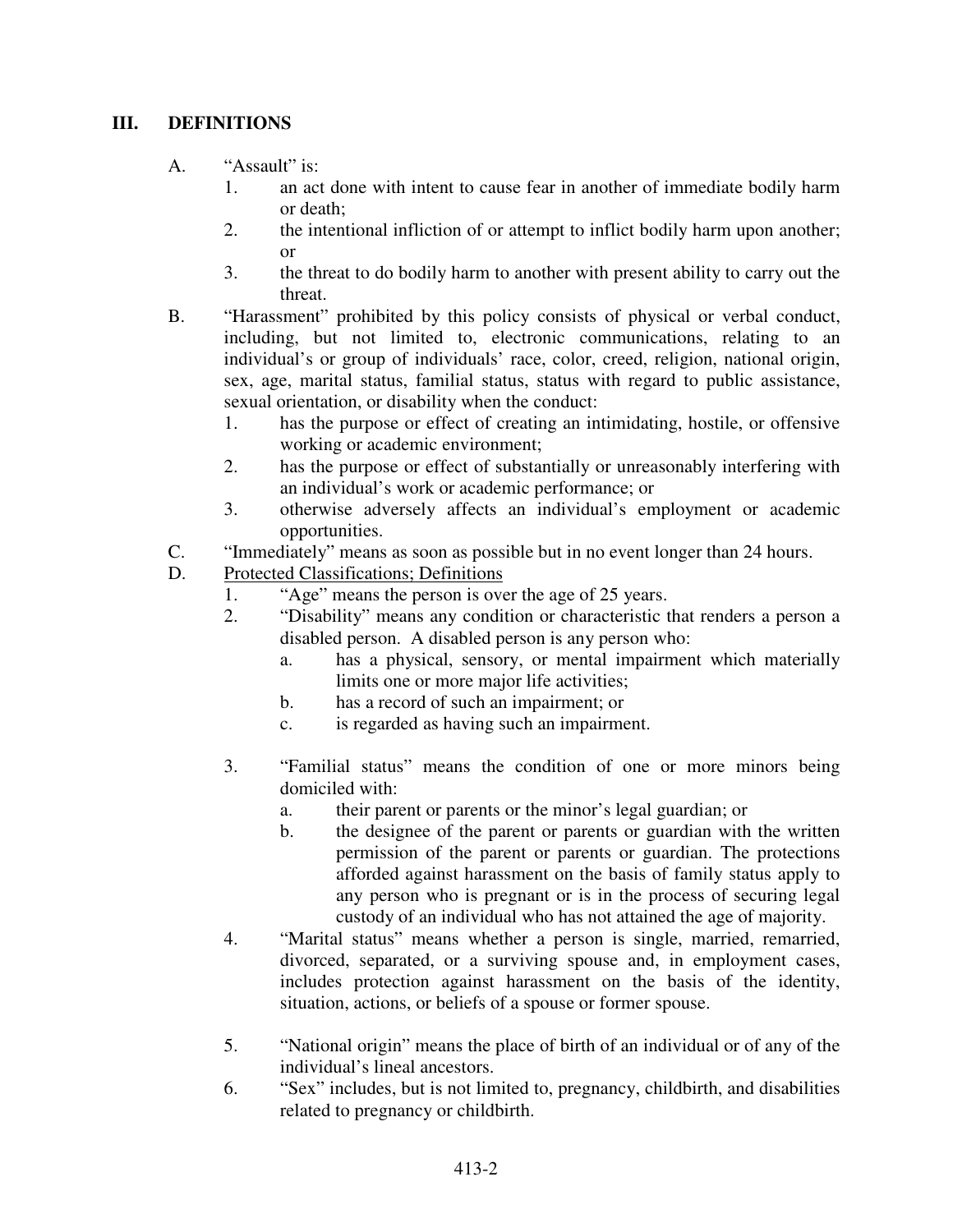## III. DEFINITIONS

A. "Assault" is:
   1. an act done with intent to cause fear in another of immediate bodily harm or death;
   2. the intentional infliction of or attempt to inflict bodily harm upon another; or
   3. the threat to do bodily harm to another with present ability to carry out the threat.

B. "Harassment" prohibited by this policy consists of physical or verbal conduct, including, but not limited to, electronic communications, relating to an individual's or group of individuals' race, color, creed, religion, national origin, sex, age, marital status, familial status, status with regard to public assistance, sexual orientation, or disability when the conduct:
   1. has the purpose or effect of creating an intimidating, hostile, or offensive working or academic environment;
   2. has the purpose or effect of substantially or unreasonably interfering with an individual's work or academic performance; or
   3. otherwise adversely affects an individual's employment or academic opportunities.

C. "Immediately" means as soon as possible but in no event longer than 24 hours.

D. Protected Classifications; Definitions
   1. "Age" means the person is over the age of 25 years.
   2. "Disability" means any condition or characteristic that renders a person a disabled person. A disabled person is any person who:
      a. has a physical, sensory, or mental impairment which materially limits one or more major life activities;
      b. has a record of such an impairment; or
      c. is regarded as having such an impairment.
   3. "Familial status" means the condition of one or more minors being domiciled with:
      a. their parent or parents or the minor's legal guardian; or
      b. the designee of the parent or parents or guardian with the written permission of the parent or parents or guardian. The protections afforded against harassment on the basis of family status apply to any person who is pregnant or is in the process of securing legal custody of an individual who has not attained the age of majority.
   4. "Marital status" means whether a person is single, married, remarried, divorced, separated, or a surviving spouse and, in employment cases, includes protection against harassment on the basis of the identity, situation, actions, or beliefs of a spouse or former spouse.
   5. "National origin" means the place of birth of an individual or of any of the individual's lineal ancestors.
   6. "Sex" includes, but is not limited to, pregnancy, childbirth, and disabilities related to pregnancy or childbirth.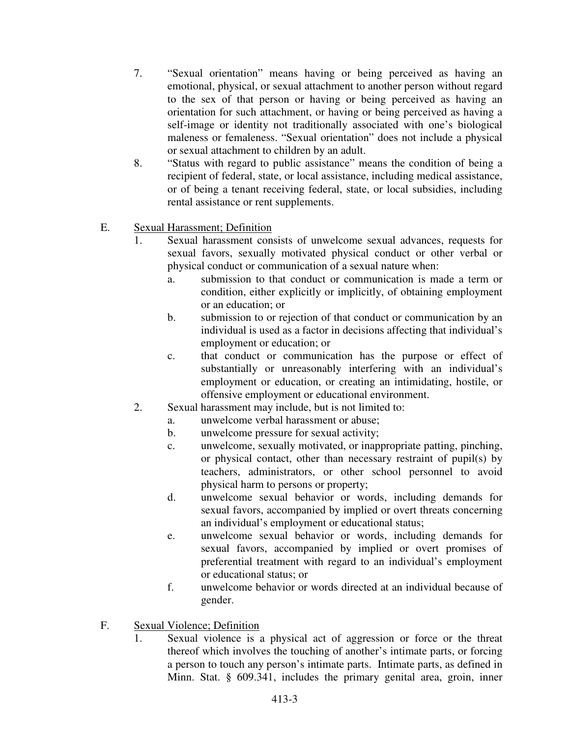7. "Sexual orientation" means having or being perceived as having an emotional, physical, or sexual attachment to another person without regard to the sex of that person or having or being perceived as having an orientation for such attachment, or having or being perceived as having a self-image or identity not traditionally associated with one's biological maleness or femaleness. "Sexual orientation" does not include a physical or sexual attachment to children by an adult.
8. "Status with regard to public assistance" means the condition of being a recipient of federal, state, or local assistance, including medical assistance, or of being a tenant receiving federal, state, or local subsidies, including rental assistance or rent supplements.

E. Sexual Harassment; Definition

1. Sexual harassment consists of unwelcome sexual advances, requests for sexual favors, sexually motivated physical conduct or other verbal or physical conduct or communication of a sexual nature when:
   a. submission to that conduct or communication is made a term or condition, either explicitly or implicitly, of obtaining employment or an education; or
   b. submission to or rejection of that conduct or communication by an individual is used as a factor in decisions affecting that individual's employment or education; or
   c. that conduct or communication has the purpose or effect of substantially or unreasonably interfering with an individual's employment or education, or creating an intimidating, hostile, or offensive employment or educational environment.
2. Sexual harassment may include, but is not limited to:
   a. unwelcome verbal harassment or abuse;
   b. unwelcome pressure for sexual activity;
   c. unwelcome, sexually motivated, or inappropriate patting, pinching, or physical contact, other than necessary restraint of pupil(s) by teachers, administrators, or other school personnel to avoid physical harm to persons or property;
   d. unwelcome sexual behavior or words, including demands for sexual favors, accompanied by implied or overt threats concerning an individual's employment or educational status;
   e. unwelcome sexual behavior or words, including demands for sexual favors, accompanied by implied or overt promises of preferential treatment with regard to an individual's employment or educational status; or
   f. unwelcome behavior or words directed at an individual because of gender.

F. Sexual Violence; Definition

1. Sexual violence is a physical act of aggression or force or the threat thereof which involves the touching of another's intimate parts, or forcing a person to touch any person's intimate parts. Intimate parts, as defined in Minn. Stat. § 609.341, includes the primary genital area, groin, inner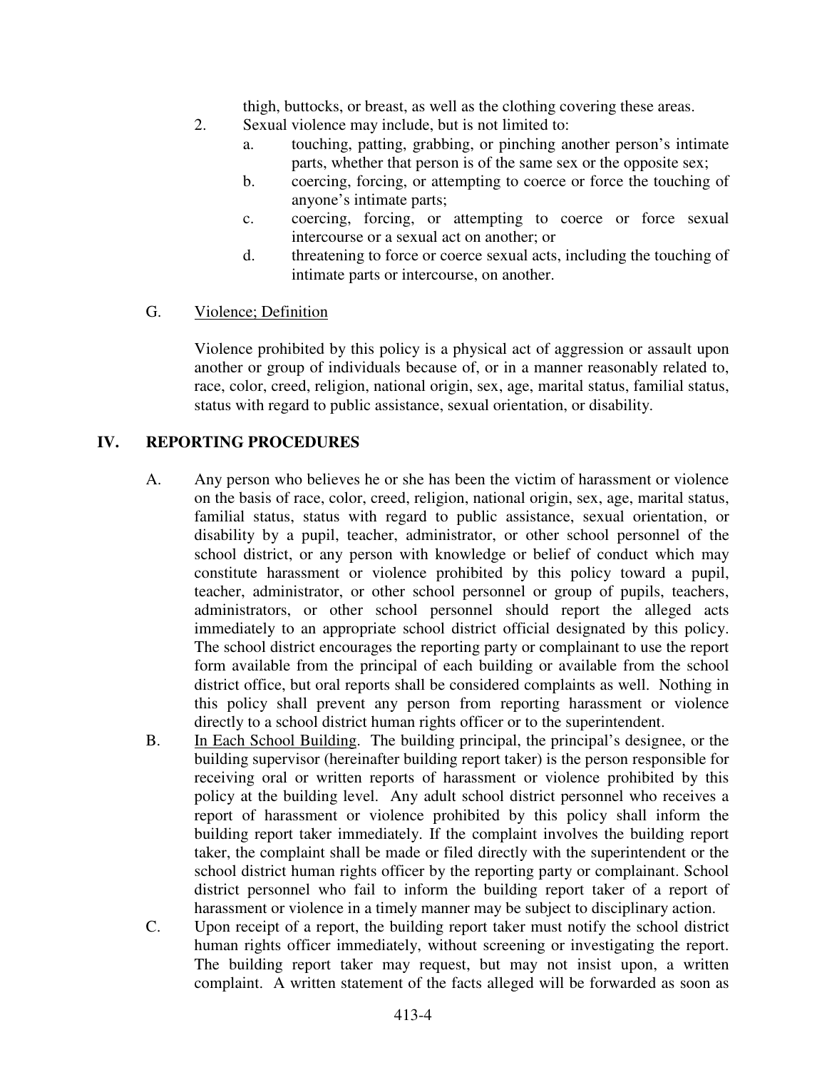thigh, buttocks, or breast, as well as the clothing covering these areas.

2. Sexual violence may include, but is not limited to:
   a. touching, patting, grabbing, or pinching another person's intimate parts, whether that person is of the same sex or the opposite sex;
   b. coercing, forcing, or attempting to coerce or force the touching of anyone's intimate parts;
   c. coercing, forcing, or attempting to coerce or force sexual intercourse or a sexual act on another; or
   d. threatening to force or coerce sexual acts, including the touching of intimate parts or intercourse, on another.

G. <u>Violence; Definition</u>

Violence prohibited by this policy is a physical act of aggression or assault upon another or group of individuals because of, or in a manner reasonably related to, race, color, creed, religion, national origin, sex, age, marital status, familial status, status with regard to public assistance, sexual orientation, or disability.

## IV. REPORTING PROCEDURES

A. Any person who believes he or she has been the victim of harassment or violence on the basis of race, color, creed, religion, national origin, sex, age, marital status, familial status, status with regard to public assistance, sexual orientation, or disability by a pupil, teacher, administrator, or other school personnel of the school district, or any person with knowledge or belief of conduct which may constitute harassment or violence prohibited by this policy toward a pupil, teacher, administrator, or other school personnel or group of pupils, teachers, administrators, or other school personnel should report the alleged acts immediately to an appropriate school district official designated by this policy. The school district encourages the reporting party or complainant to use the report form available from the principal of each building or available from the school district office, but oral reports shall be considered complaints as well. Nothing in this policy shall prevent any person from reporting harassment or violence directly to a school district human rights officer or to the superintendent.

B. <u>In Each School Building</u>. The building principal, the principal's designee, or the building supervisor (hereinafter building report taker) is the person responsible for receiving oral or written reports of harassment or violence prohibited by this policy at the building level. Any adult school district personnel who receives a report of harassment or violence prohibited by this policy shall inform the building report taker immediately. If the complaint involves the building report taker, the complaint shall be made or filed directly with the superintendent or the school district human rights officer by the reporting party or complainant. School district personnel who fail to inform the building report taker of a report of harassment or violence in a timely manner may be subject to disciplinary action.

C. Upon receipt of a report, the building report taker must notify the school district human rights officer immediately, without screening or investigating the report. The building report taker may request, but may not insist upon, a written complaint. A written statement of the facts alleged will be forwarded as soon as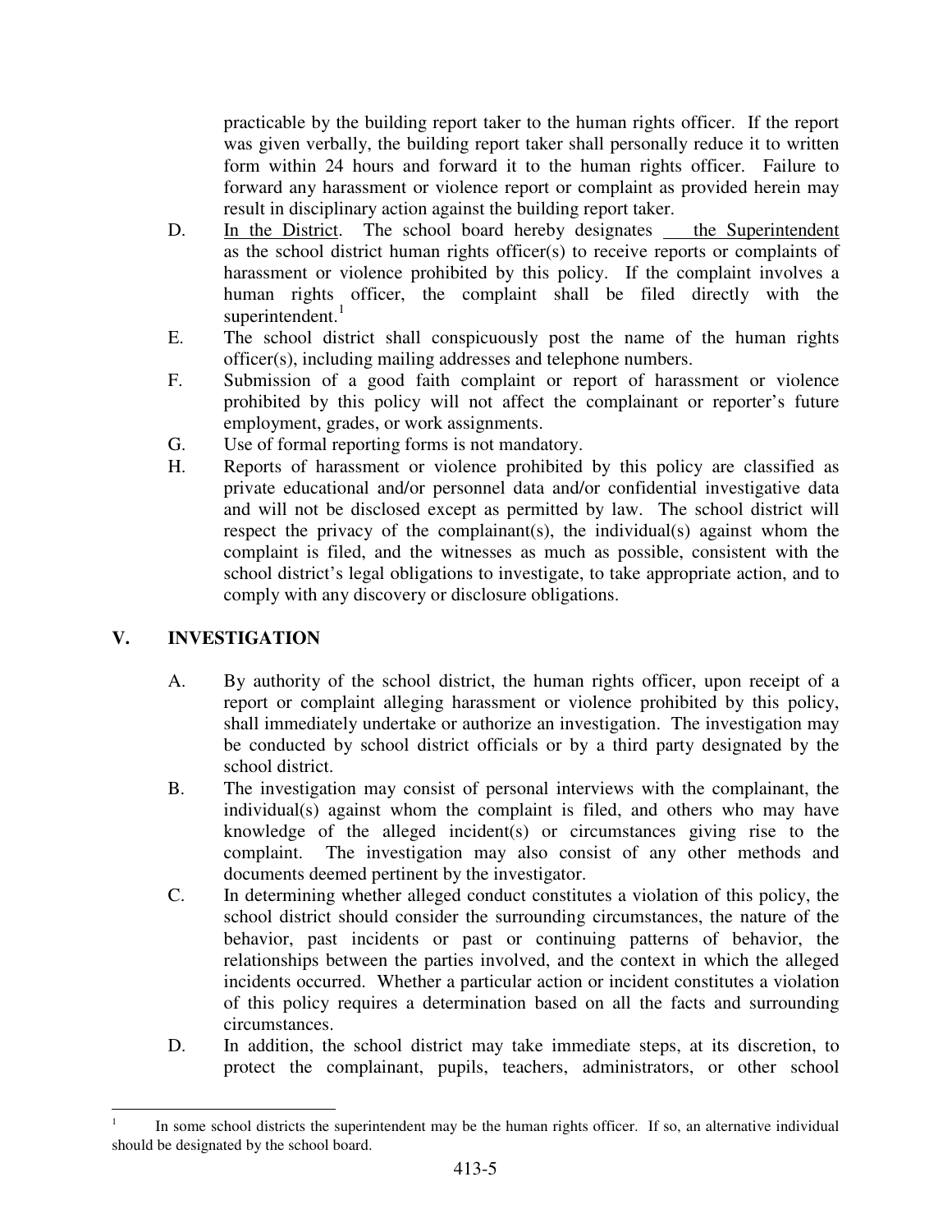practicable by the building report taker to the human rights officer. If the report was given verbally, the building report taker shall personally reduce it to written form within 24 hours and forward it to the human rights officer. Failure to forward any harassment or violence report or complaint as provided herein may result in disciplinary action against the building report taker.

D. In the District. The school board hereby designates the Superintendent as the school district human rights officer(s) to receive reports or complaints of harassment or violence prohibited by this policy. If the complaint involves a human rights officer, the complaint shall be filed directly with the superintendent.[1]

E. The school district shall conspicuously post the name of the human rights officer(s), including mailing addresses and telephone numbers.

F. Submission of a good faith complaint or report of harassment or violence prohibited by this policy will not affect the complainant or reporter's future employment, grades, or work assignments.

G. Use of formal reporting forms is not mandatory.

H. Reports of harassment or violence prohibited by this policy are classified as private educational and/or personnel data and/or confidential investigative data and will not be disclosed except as permitted by law. The school district will respect the privacy of the complainant(s), the individual(s) against whom the complaint is filed, and the witnesses as much as possible, consistent with the school district's legal obligations to investigate, to take appropriate action, and to comply with any discovery or disclosure obligations.

## V. INVESTIGATION

A. By authority of the school district, the human rights officer, upon receipt of a report or complaint alleging harassment or violence prohibited by this policy, shall immediately undertake or authorize an investigation. The investigation may be conducted by school district officials or by a third party designated by the school district.

B. The investigation may consist of personal interviews with the complainant, the individual(s) against whom the complaint is filed, and others who may have knowledge of the alleged incident(s) or circumstances giving rise to the complaint. The investigation may also consist of any other methods and documents deemed pertinent by the investigator.

C. In determining whether alleged conduct constitutes a violation of this policy, the school district should consider the surrounding circumstances, the nature of the behavior, past incidents or past or continuing patterns of behavior, the relationships between the parties involved, and the context in which the alleged incidents occurred. Whether a particular action or incident constitutes a violation of this policy requires a determination based on all the facts and surrounding circumstances.

D. In addition, the school district may take immediate steps, at its discretion, to protect the complainant, pupils, teachers, administrators, or other school

---

[1] In some school districts the superintendent may be the human rights officer. If so, an alternative individual should be designated by the school board.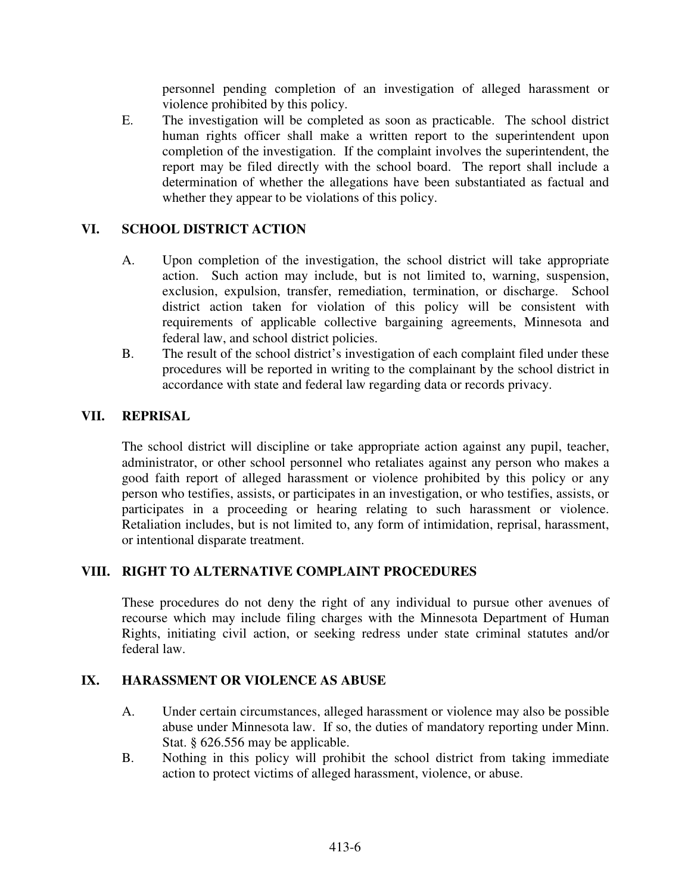personnel pending completion of an investigation of alleged harassment or violence prohibited by this policy.

E. The investigation will be completed as soon as practicable. The school district human rights officer shall make a written report to the superintendent upon completion of the investigation. If the complaint involves the superintendent, the report may be filed directly with the school board. The report shall include a determination of whether the allegations have been substantiated as factual and whether they appear to be violations of this policy.

## VI. SCHOOL DISTRICT ACTION

A. Upon completion of the investigation, the school district will take appropriate action. Such action may include, but is not limited to, warning, suspension, exclusion, expulsion, transfer, remediation, termination, or discharge. School district action taken for violation of this policy will be consistent with requirements of applicable collective bargaining agreements, Minnesota and federal law, and school district policies.

B. The result of the school district's investigation of each complaint filed under these procedures will be reported in writing to the complainant by the school district in accordance with state and federal law regarding data or records privacy.

## VII. REPRISAL

The school district will discipline or take appropriate action against any pupil, teacher, administrator, or other school personnel who retaliates against any person who makes a good faith report of alleged harassment or violence prohibited by this policy or any person who testifies, assists, or participates in an investigation, or who testifies, assists, or participates in a proceeding or hearing relating to such harassment or violence. Retaliation includes, but is not limited to, any form of intimidation, reprisal, harassment, or intentional disparate treatment.

## VIII. RIGHT TO ALTERNATIVE COMPLAINT PROCEDURES

These procedures do not deny the right of any individual to pursue other avenues of recourse which may include filing charges with the Minnesota Department of Human Rights, initiating civil action, or seeking redress under state criminal statutes and/or federal law.

## IX. HARASSMENT OR VIOLENCE AS ABUSE

A. Under certain circumstances, alleged harassment or violence may also be possible abuse under Minnesota law. If so, the duties of mandatory reporting under Minn. Stat. § 626.556 may be applicable.

B. Nothing in this policy will prohibit the school district from taking immediate action to protect victims of alleged harassment, violence, or abuse.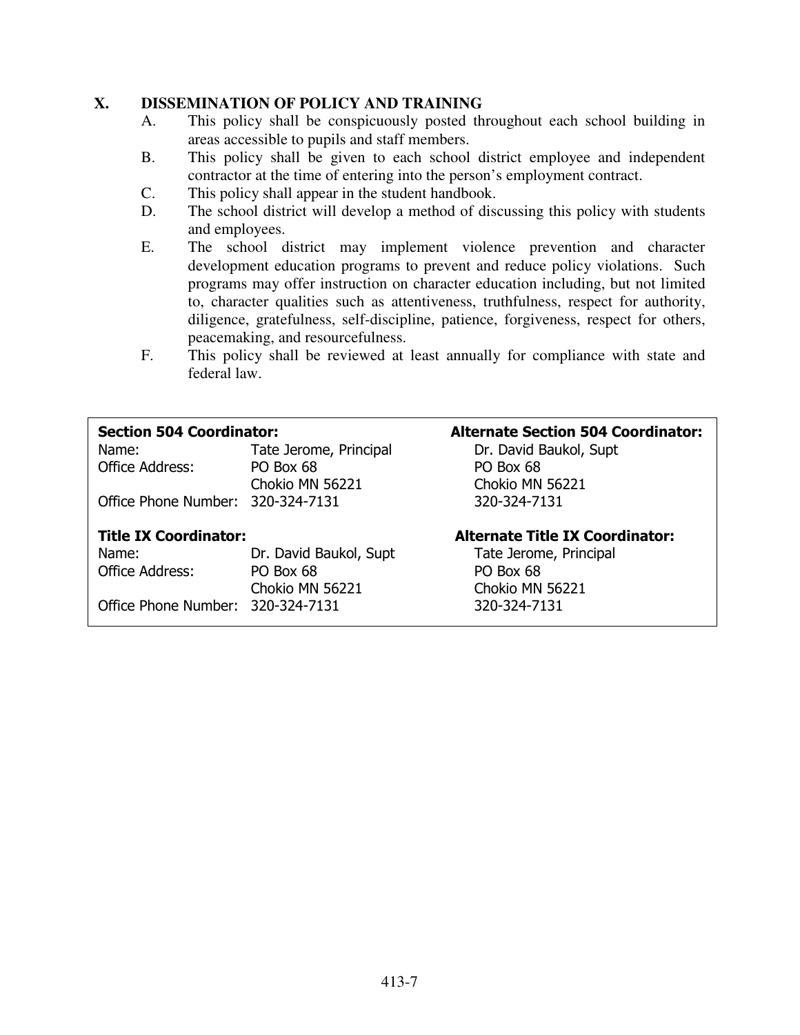## X. DISSEMINATION OF POLICY AND TRAINING

A. This policy shall be conspicuously posted throughout each school building in areas accessible to pupils and staff members.

B. This policy shall be given to each school district employee and independent contractor at the time of entering into the person's employment contract.

C. This policy shall appear in the student handbook.

D. The school district will develop a method of discussing this policy with students and employees.

E. The school district may implement violence prevention and character development education programs to prevent and reduce policy violations. Such programs may offer instruction on character education including, but not limited to, character qualities such as attentiveness, truthfulness, respect for authority, diligence, gratefulness, self-discipline, patience, forgiveness, respect for others, peacemaking, and resourcefulness.

F. This policy shall be reviewed at least annually for compliance with state and federal law.

| | | |
|---|---|---|
| **Section 504 Coordinator:** | | **Alternate Section 504 Coordinator:** |
| Name: | Tate Jerome, Principal | Dr. David Baukol, Supt |
| Office Address: | PO Box 68 | PO Box 68 |
| | Chokio MN 56221 | Chokio MN 56221 |
| Office Phone Number: | 320-324-7131 | 320-324-7131 |
| **Title IX Coordinator:** | | **Alternate Title IX Coordinator:** |
| Name: | Dr. David Baukol, Supt | Tate Jerome, Principal |
| Office Address: | PO Box 68 | PO Box 68 |
| | Chokio MN 56221 | Chokio MN 56221 |
| Office Phone Number: | 320-324-7131 | 320-324-7131 |